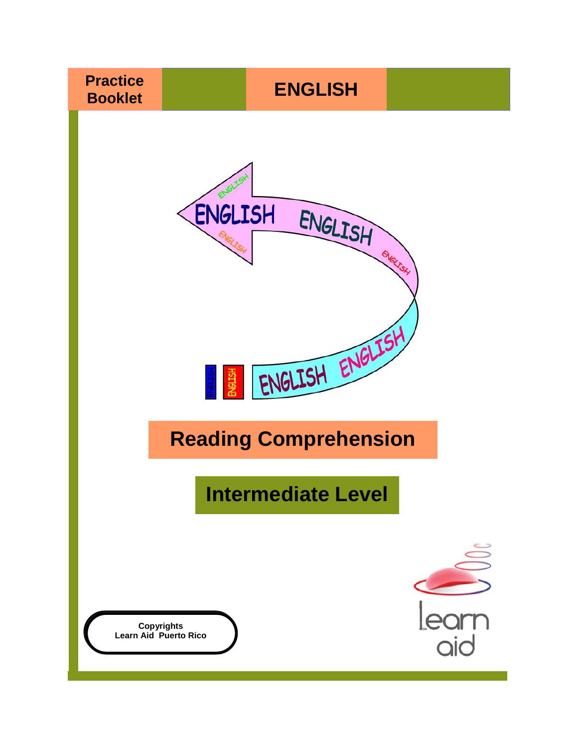**Practice Booklet**

# ENGLISH

## Reading Comprehension

## Intermediate Level

**Copyrights**
**Learn Aid Puerto Rico**

learn aid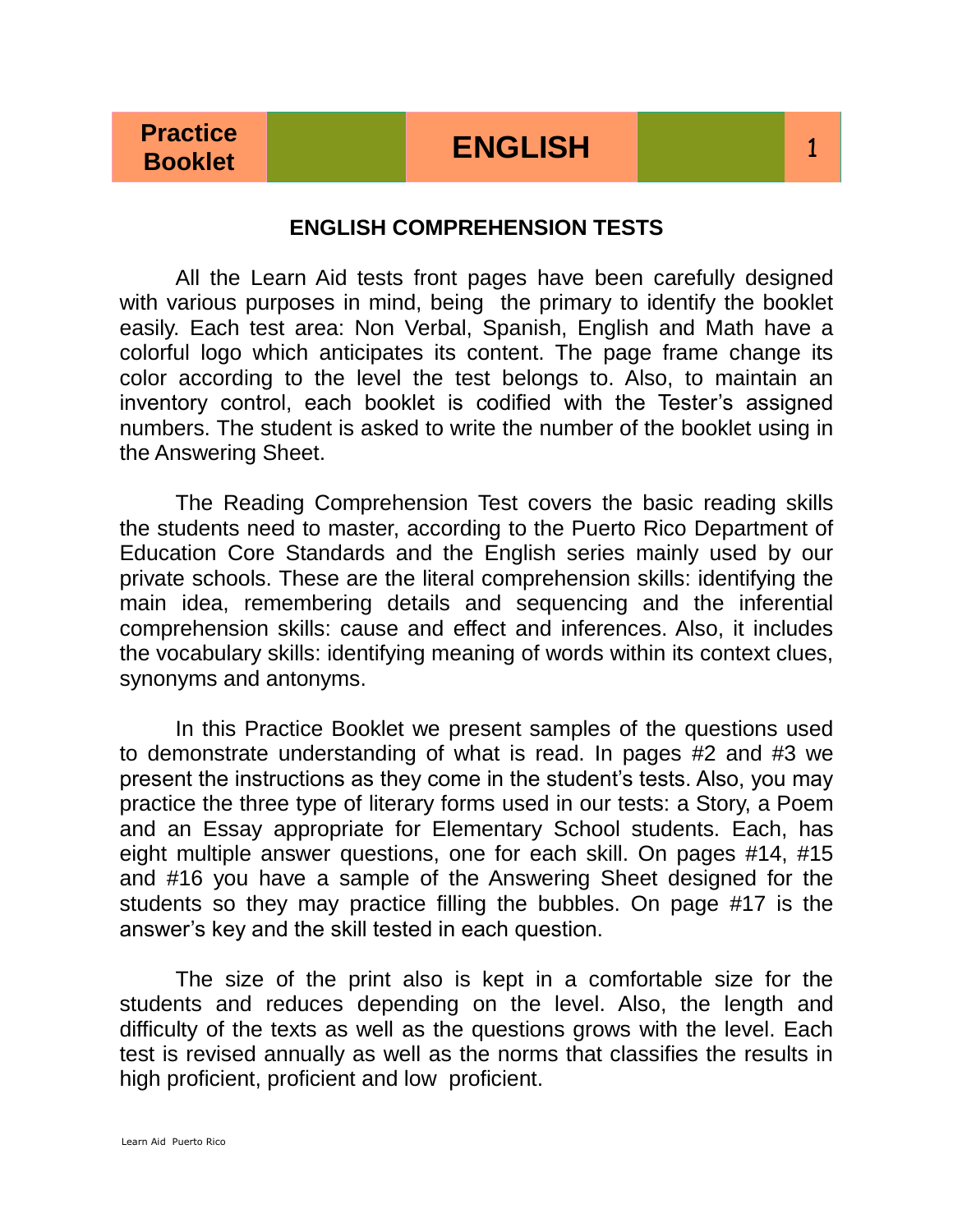## ENGLISH COMPREHENSION TESTS

All the Learn Aid tests front pages have been carefully designed with various purposes in mind, being the primary to identify the booklet easily. Each test area: Non Verbal, Spanish, English and Math have a colorful logo which anticipates its content. The page frame change its color according to the level the test belongs to. Also, to maintain an inventory control, each booklet is codified with the Tester's assigned numbers. The student is asked to write the number of the booklet using in the Answering Sheet.

The Reading Comprehension Test covers the basic reading skills the students need to master, according to the Puerto Rico Department of Education Core Standards and the English series mainly used by our private schools. These are the literal comprehension skills: identifying the main idea, remembering details and sequencing and the inferential comprehension skills: cause and effect and inferences. Also, it includes the vocabulary skills: identifying meaning of words within its context clues, synonyms and antonyms.

In this Practice Booklet we present samples of the questions used to demonstrate understanding of what is read. In pages #2 and #3 we present the instructions as they come in the student's tests. Also, you may practice the three type of literary forms used in our tests: a Story, a Poem and an Essay appropriate for Elementary School students. Each, has eight multiple answer questions, one for each skill. On pages #14, #15 and #16 you have a sample of the Answering Sheet designed for the students so they may practice filling the bubbles. On page #17 is the answer's key and the skill tested in each question.

The size of the print also is kept in a comfortable size for the students and reduces depending on the level. Also, the length and difficulty of the texts as well as the questions grows with the level. Each test is revised annually as well as the norms that classifies the results in high proficient, proficient and low proficient.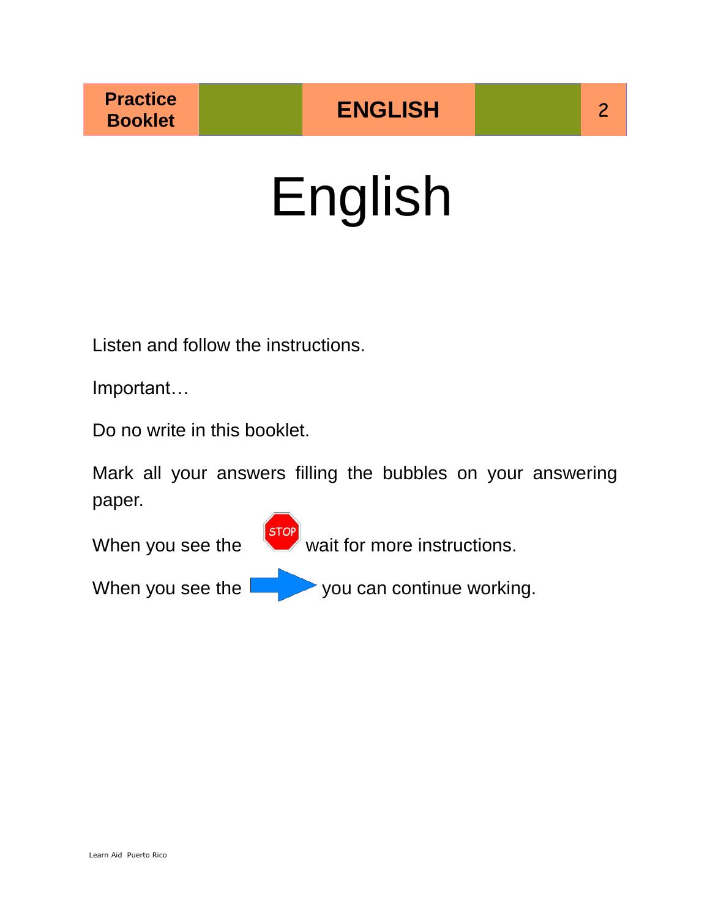# English

Listen and follow the instructions.

Important…

Do no write in this booklet.

Mark all your answers filling the bubbles on your answering paper.

When you see the STOP wait for more instructions.

When you see the ➡ you can continue working.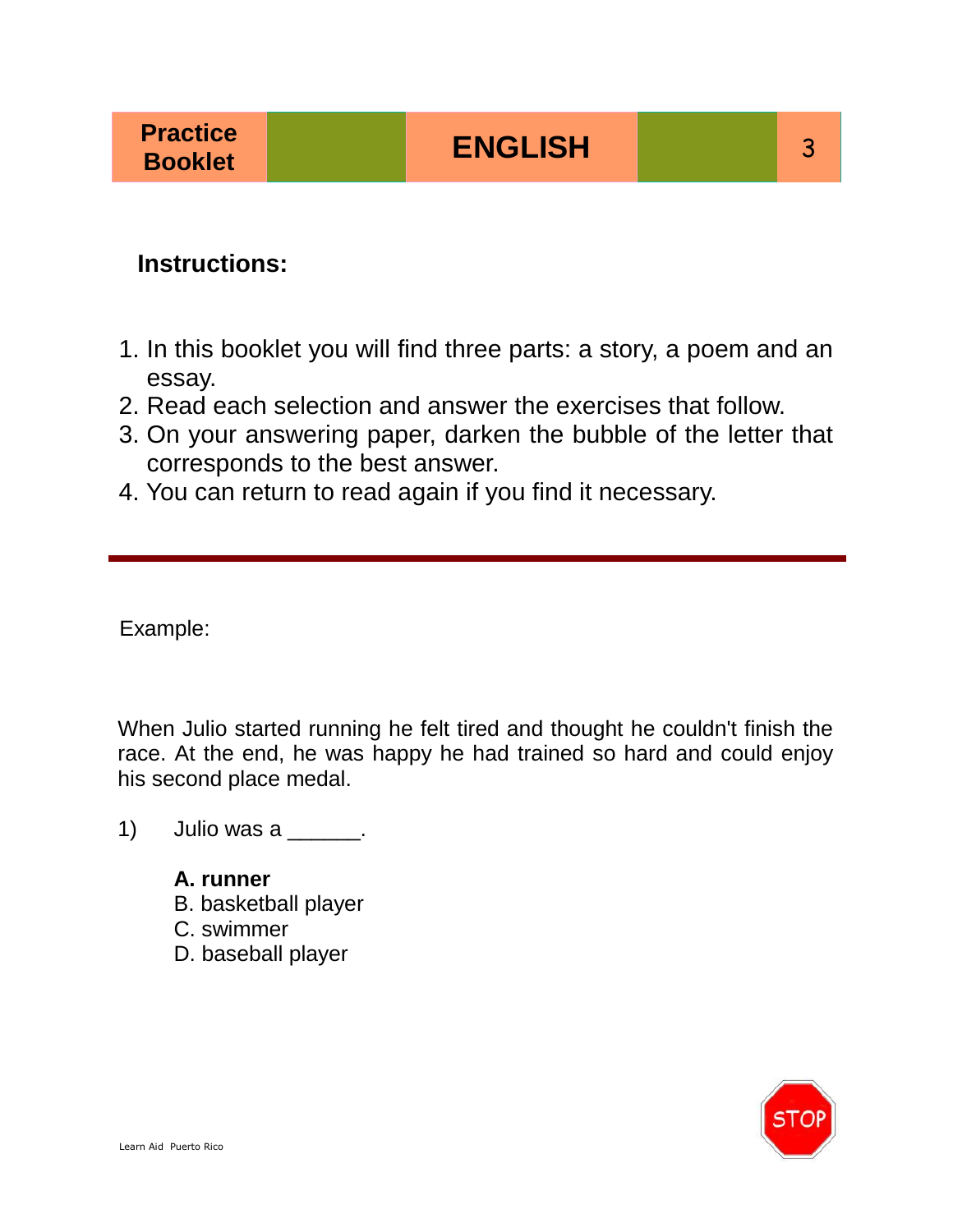| Practice Booklet | | ENGLISH | | 3 |
|---|---|---|---|---|

**Instructions:**

1. In this booklet you will find three parts: a story, a poem and an essay.
2. Read each selection and answer the exercises that follow.
3. On your answering paper, darken the bubble of the letter that corresponds to the best answer.
4. You can return to read again if you find it necessary.

---

Example:

When Julio started running he felt tired and thought he couldn't finish the race. At the end, he was happy he had trained so hard and could enjoy his second place medal.

1) Julio was a ______.

**A. runner**
B. basketball player
C. swimmer
D. baseball player

STOP

Learn Aid Puerto Rico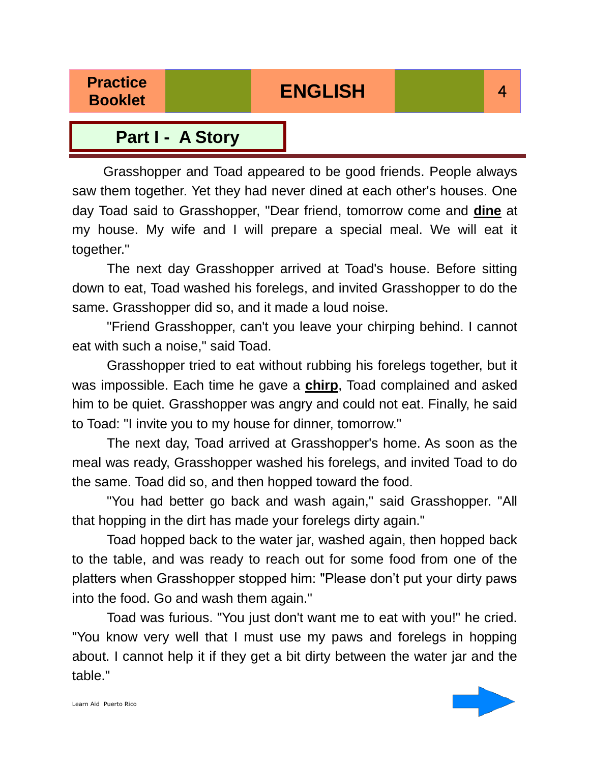## Part I - A Story

Grasshopper and Toad appeared to be good friends. People always saw them together. Yet they had never dined at each other's houses. One day Toad said to Grasshopper, "Dear friend, tomorrow come and **dine** at my house. My wife and I will prepare a special meal. We will eat it together."

The next day Grasshopper arrived at Toad's house. Before sitting down to eat, Toad washed his forelegs, and invited Grasshopper to do the same. Grasshopper did so, and it made a loud noise.

"Friend Grasshopper, can't you leave your chirping behind. I cannot eat with such a noise," said Toad.

Grasshopper tried to eat without rubbing his forelegs together, but it was impossible. Each time he gave a **chirp**, Toad complained and asked him to be quiet. Grasshopper was angry and could not eat. Finally, he said to Toad: "I invite you to my house for dinner, tomorrow."

The next day, Toad arrived at Grasshopper's home. As soon as the meal was ready, Grasshopper washed his forelegs, and invited Toad to do the same. Toad did so, and then hopped toward the food.

"You had better go back and wash again," said Grasshopper. "All that hopping in the dirt has made your forelegs dirty again."

Toad hopped back to the water jar, washed again, then hopped back to the table, and was ready to reach out for some food from one of the platters when Grasshopper stopped him: "Please don't put your dirty paws into the food. Go and wash them again."

Toad was furious. "You just don't want me to eat with you!" he cried. "You know very well that I must use my paws and forelegs in hopping about. I cannot help it if they get a bit dirty between the water jar and the table."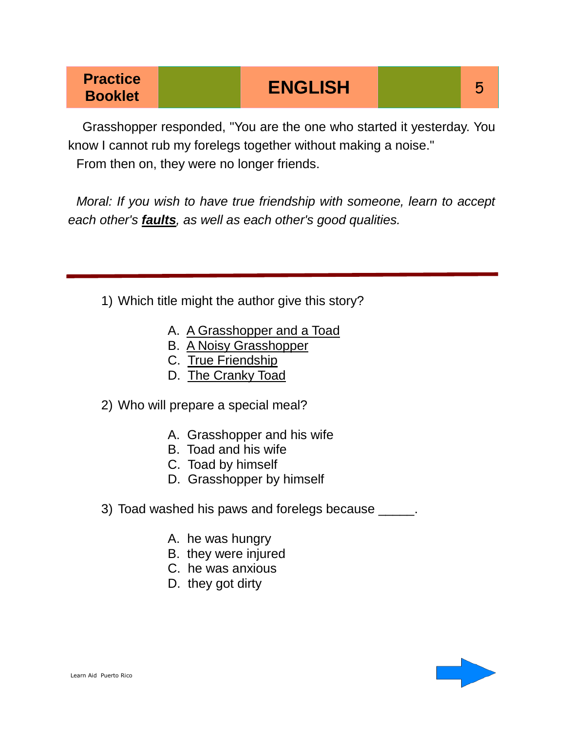Grasshopper responded, "You are the one who started it yesterday. You know I cannot rub my forelegs together without making a noise."

From then on, they were no longer friends.

*Moral: If you wish to have true friendship with someone, learn to accept each other's* ***faults****, as well as each other's good qualities.*

---

1) Which title might the author give this story?

   A. A Grasshopper and a Toad
   B. A Noisy Grasshopper
   C. True Friendship
   D. The Cranky Toad

2) Who will prepare a special meal?

   A. Grasshopper and his wife
   B. Toad and his wife
   C. Toad by himself
   D. Grasshopper by himself

3) Toad washed his paws and forelegs because _____.

   A. he was hungry
   B. they were injured
   C. he was anxious
   D. they got dirty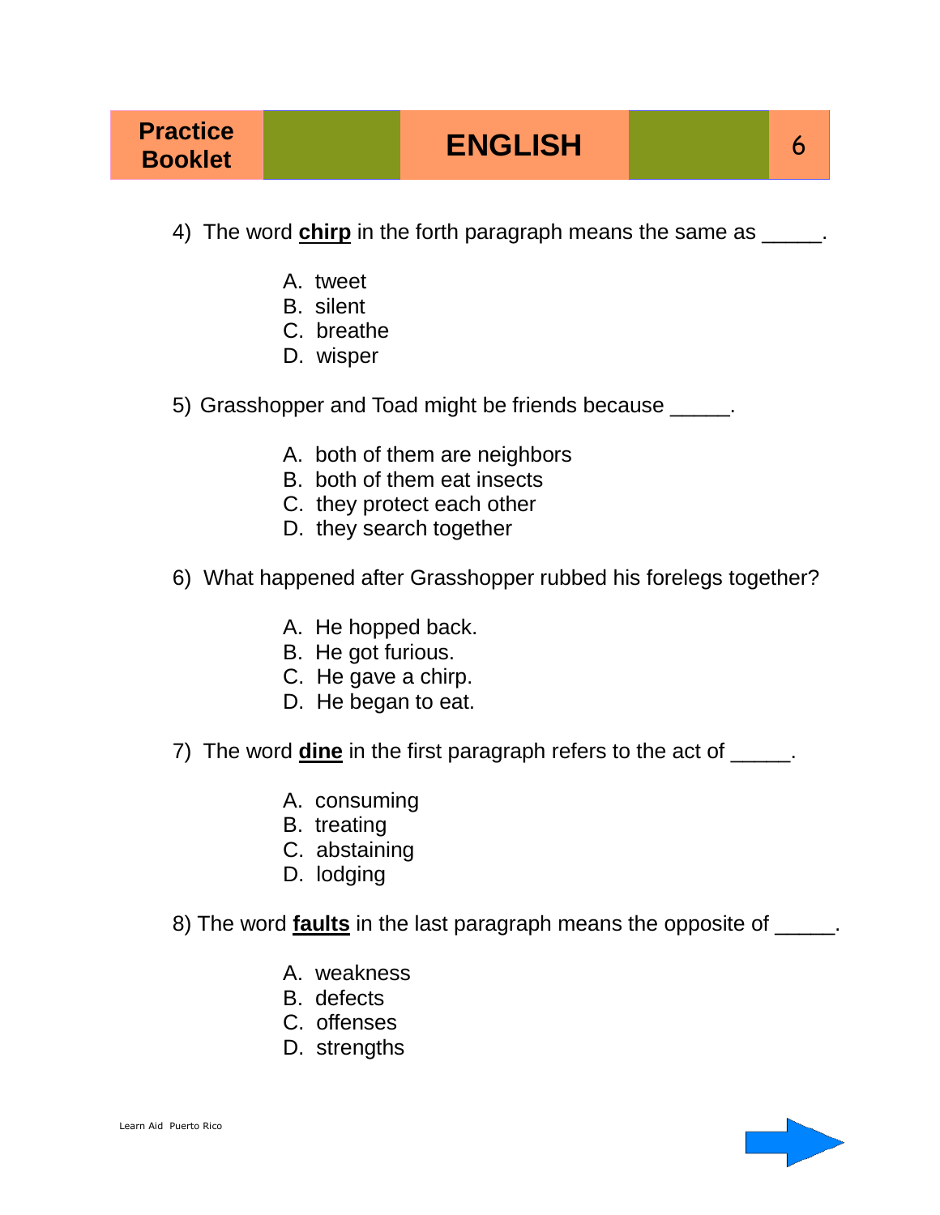4) The word **chirp** in the forth paragraph means the same as _____.

A. tweet
B. silent
C. breathe
D. wisper

5) Grasshopper and Toad might be friends because _____.

A. both of them are neighbors
B. both of them eat insects
C. they protect each other
D. they search together

6) What happened after Grasshopper rubbed his forelegs together?

A. He hopped back.
B. He got furious.
C. He gave a chirp.
D. He began to eat.

7) The word **dine** in the first paragraph refers to the act of _____.

A. consuming
B. treating
C. abstaining
D. lodging

8) The word **faults** in the last paragraph means the opposite of _____.

A. weakness
B. defects
C. offenses
D. strengths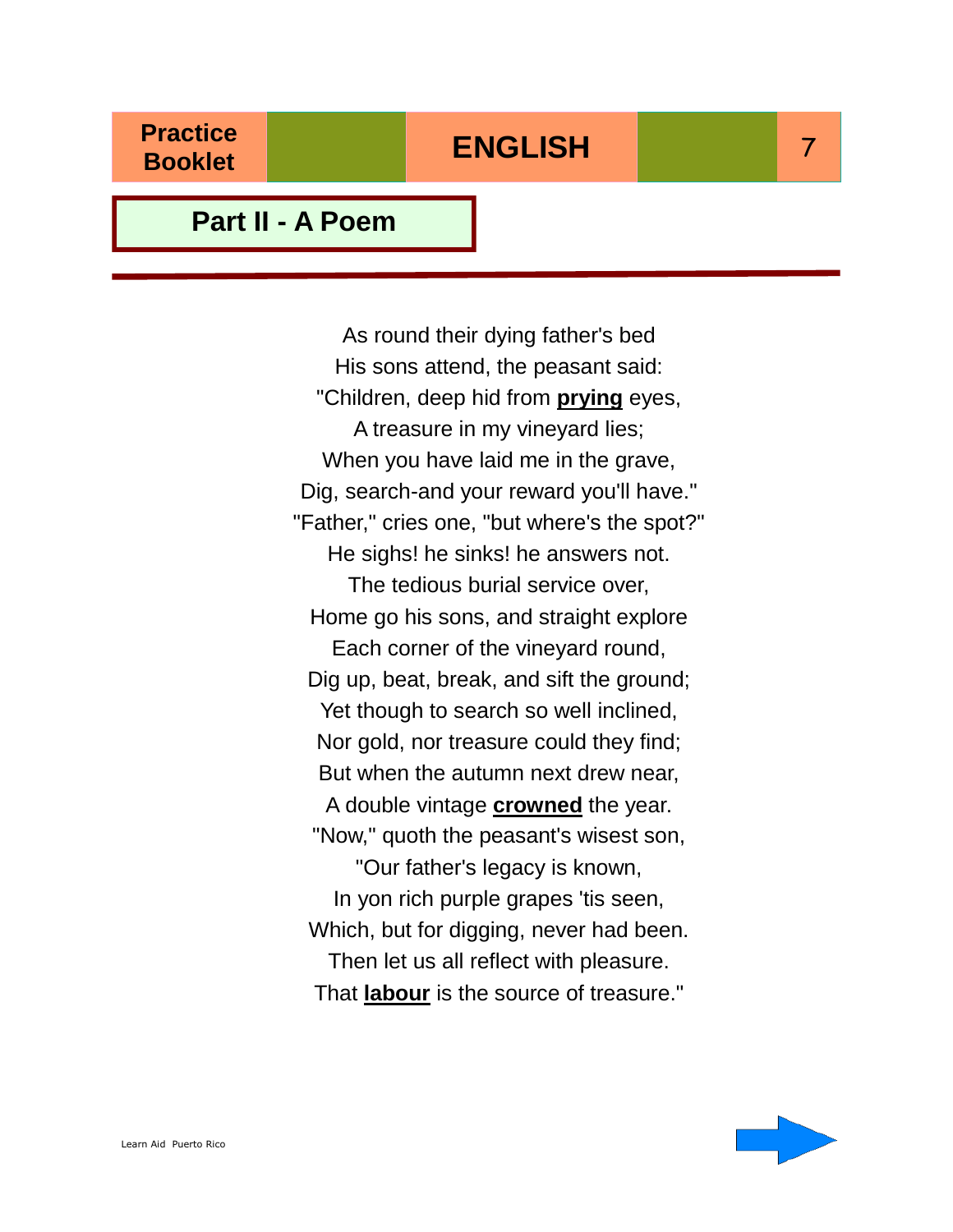## Part II - A Poem

As round their dying father's bed  
His sons attend, the peasant said:  
"Children, deep hid from **prying** eyes,  
A treasure in my vineyard lies;  
When you have laid me in the grave,  
Dig, search-and your reward you'll have."  
"Father," cries one, "but where's the spot?"  
He sighs! he sinks! he answers not.  
The tedious burial service over,  
Home go his sons, and straight explore  
Each corner of the vineyard round,  
Dig up, beat, break, and sift the ground;  
Yet though to search so well inclined,  
Nor gold, nor treasure could they find;  
But when the autumn next drew near,  
A double vintage **crowned** the year.  
"Now," quoth the peasant's wisest son,  
"Our father's legacy is known,  
In yon rich purple grapes 'tis seen,  
Which, but for digging, never had been.  
Then let us all reflect with pleasure.  
That **labour** is the source of treasure."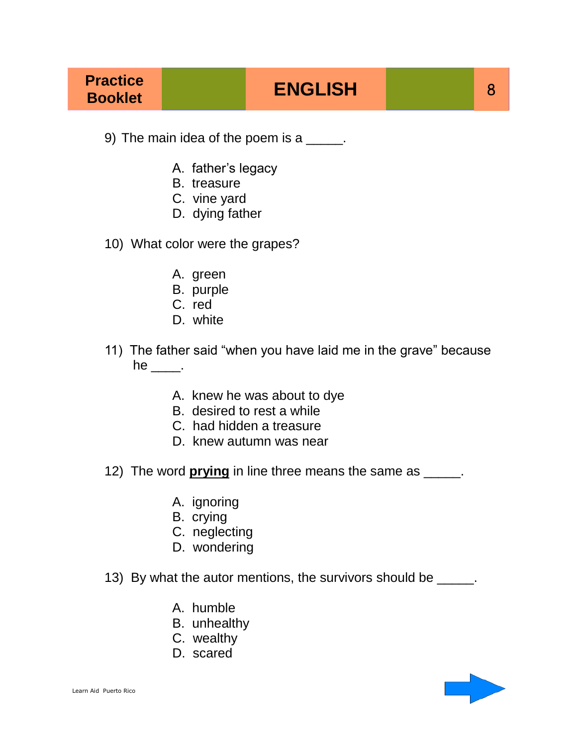9) The main idea of the poem is a _____.

A. father's legacy
B. treasure
C. vine yard
D. dying father

10) What color were the grapes?

A. green
B. purple
C. red
D. white

11) The father said "when you have laid me in the grave" because he ____.

A. knew he was about to dye
B. desired to rest a while
C. had hidden a treasure
D. knew autumn was near

12) The word **prying** in line three means the same as _____.

A. ignoring
B. crying
C. neglecting
D. wondering

13) By what the autor mentions, the survivors should be _____.

A. humble
B. unhealthy
C. wealthy
D. scared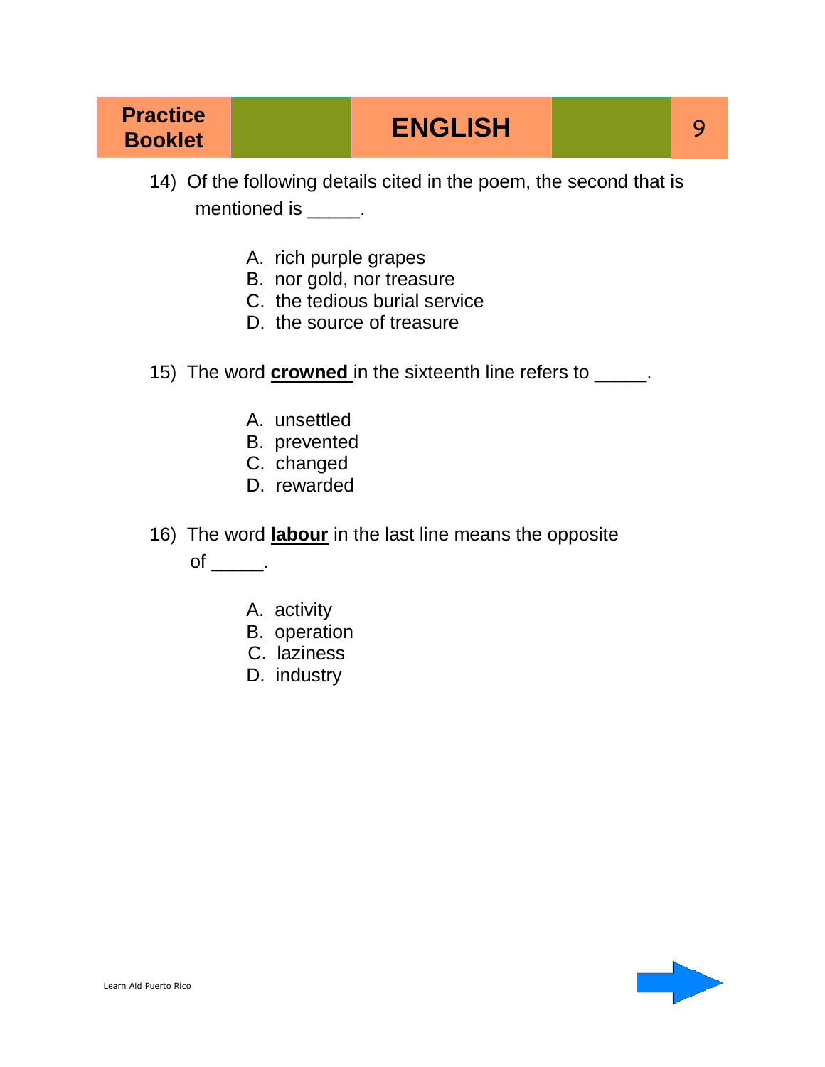14) Of the following details cited in the poem, the second that is mentioned is _____.

A. rich purple grapes
B. nor gold, nor treasure
C. the tedious burial service
D. the source of treasure

15) The word **crowned** in the sixteenth line refers to _____.

A. unsettled
B. prevented
C. changed
D. rewarded

16) The word **labour** in the last line means the opposite of _____.

A. activity
B. operation
C. laziness
D. industry

Learn Aid Puerto Rico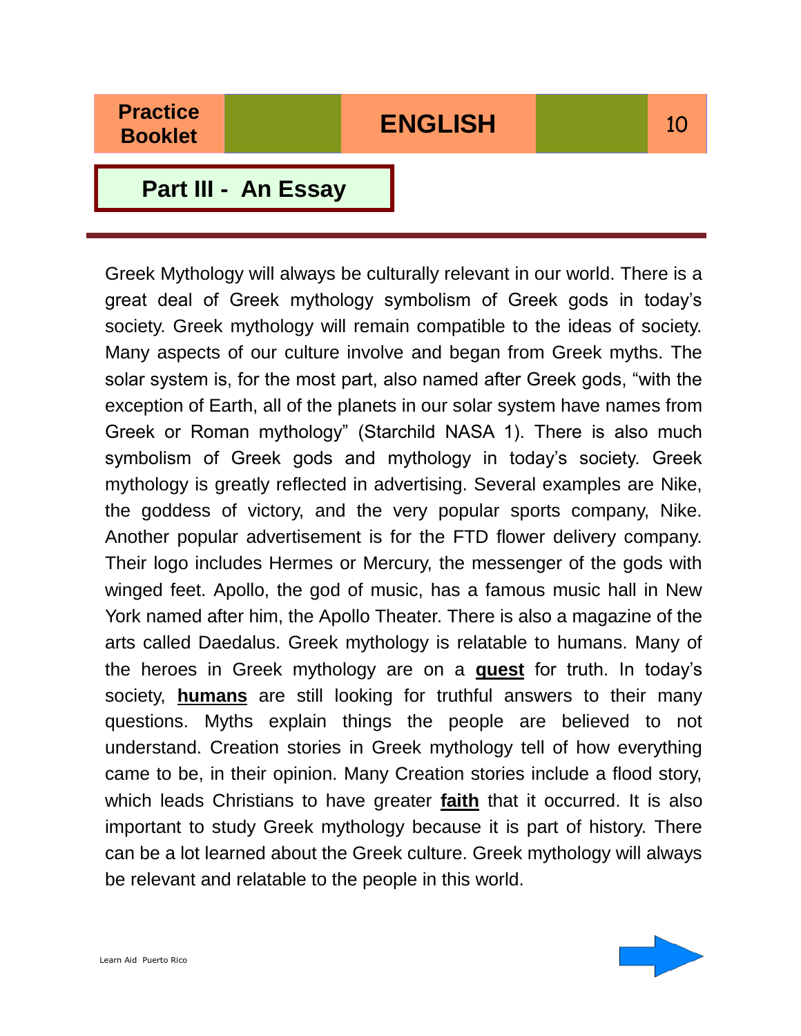## Part III - An Essay

Greek Mythology will always be culturally relevant in our world. There is a great deal of Greek mythology symbolism of Greek gods in today's society. Greek mythology will remain compatible to the ideas of society. Many aspects of our culture involve and began from Greek myths. The solar system is, for the most part, also named after Greek gods, "with the exception of Earth, all of the planets in our solar system have names from Greek or Roman mythology" (Starchild NASA 1). There is also much symbolism of Greek gods and mythology in today's society. Greek mythology is greatly reflected in advertising. Several examples are Nike, the goddess of victory, and the very popular sports company, Nike. Another popular advertisement is for the FTD flower delivery company. Their logo includes Hermes or Mercury, the messenger of the gods with winged feet. Apollo, the god of music, has a famous music hall in New York named after him, the Apollo Theater. There is also a magazine of the arts called Daedalus. Greek mythology is relatable to humans. Many of the heroes in Greek mythology are on a **quest** for truth. In today's society, **humans** are still looking for truthful answers to their many questions. Myths explain things the people are believed to not understand. Creation stories in Greek mythology tell of how everything came to be, in their opinion. Many Creation stories include a flood story, which leads Christians to have greater **faith** that it occurred. It is also important to study Greek mythology because it is part of history. There can be a lot learned about the Greek culture. Greek mythology will always be relevant and relatable to the people in this world.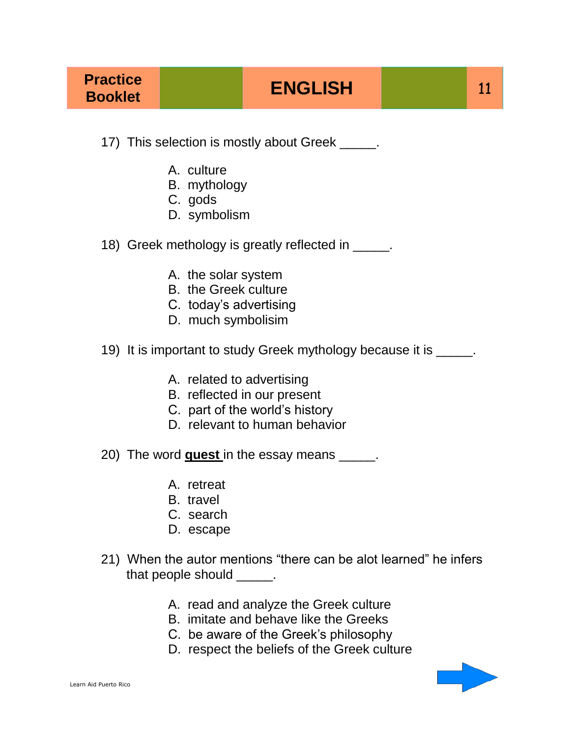17) This selection is mostly about Greek _____.

A. culture
B. mythology
C. gods
D. symbolism

18) Greek methology is greatly reflected in _____.

A. the solar system
B. the Greek culture
C. today's advertising
D. much symbolisim

19) It is important to study Greek mythology because it is _____.

A. related to advertising
B. reflected in our present
C. part of the world's history
D. relevant to human behavior

20) The word **<u>quest</u>** in the essay means _____.

A. retreat
B. travel
C. search
D. escape

21) When the autor mentions "there can be alot learned" he infers that people should _____.

A. read and analyze the Greek culture
B. imitate and behave like the Greeks
C. be aware of the Greek's philosophy
D. respect the beliefs of the Greek culture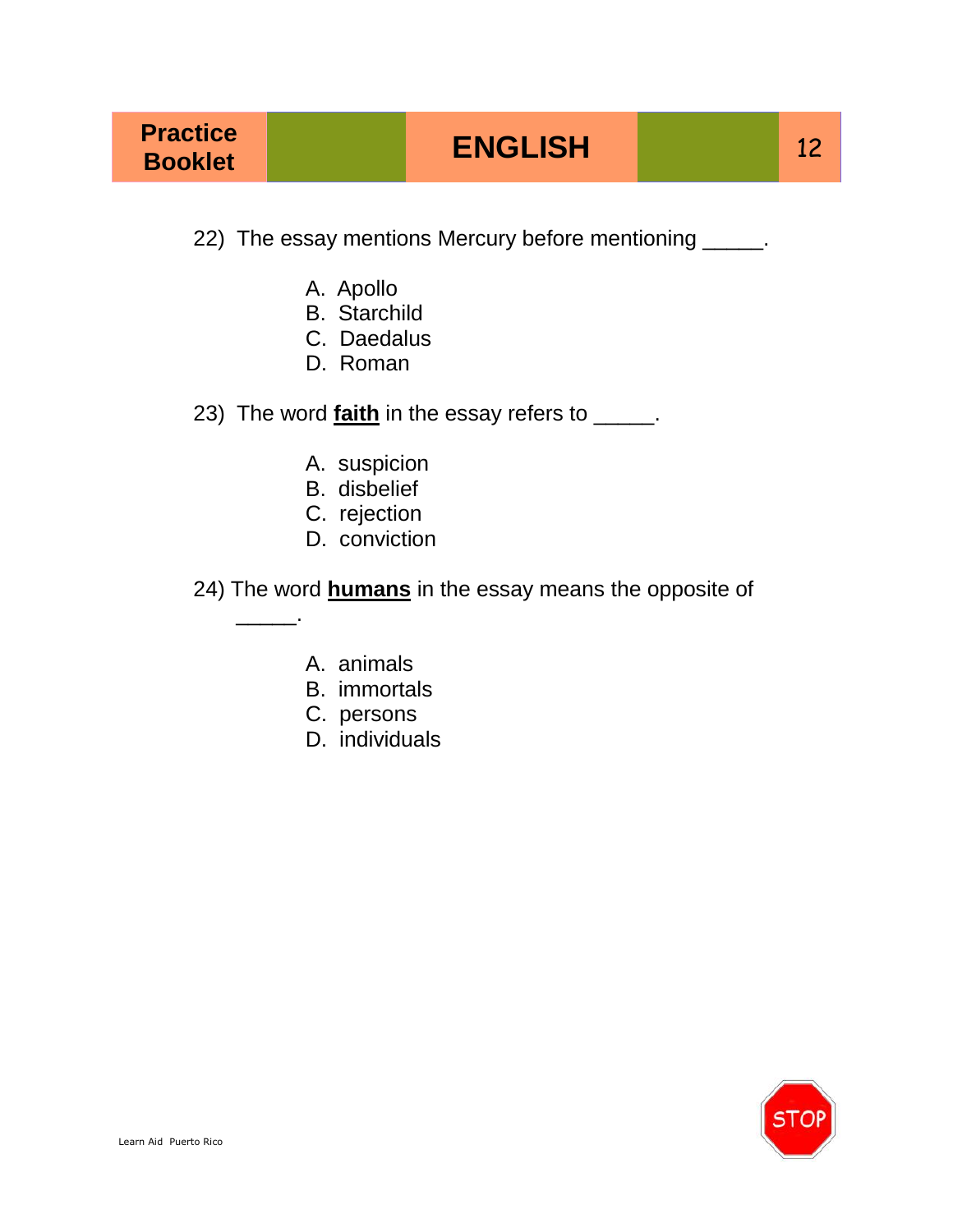22) The essay mentions Mercury before mentioning _____.

A. Apollo
B. Starchild
C. Daedalus
D. Roman

23) The word **faith** in the essay refers to _____.

A. suspicion
B. disbelief
C. rejection
D. conviction

24) The word **humans** in the essay means the opposite of _____.

A. animals
B. immortals
C. persons
D. individuals

STOP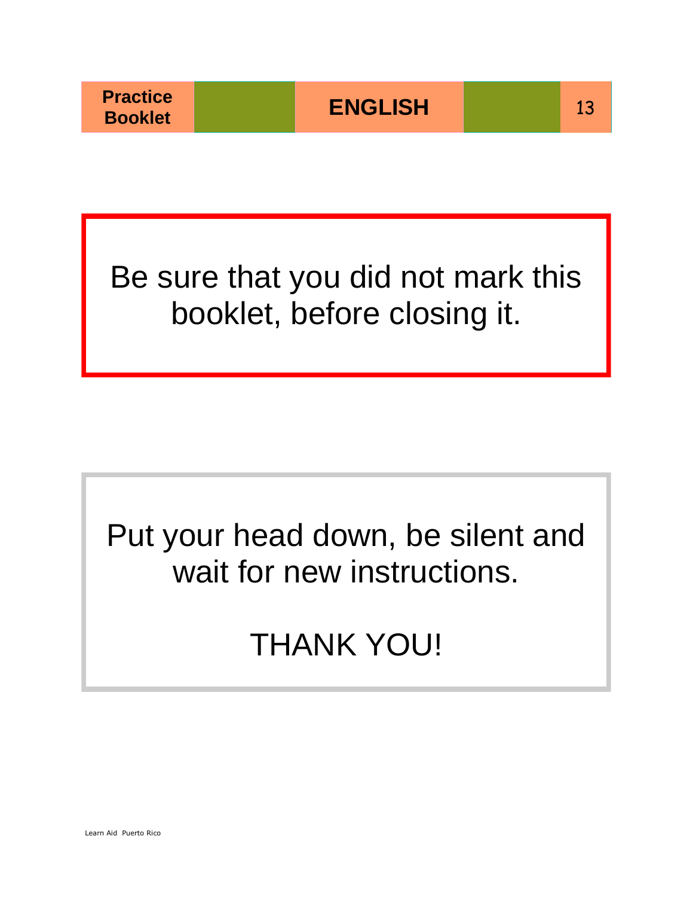Be sure that you did not mark this booklet, before closing it.

Put your head down, be silent and wait for new instructions.

THANK YOU!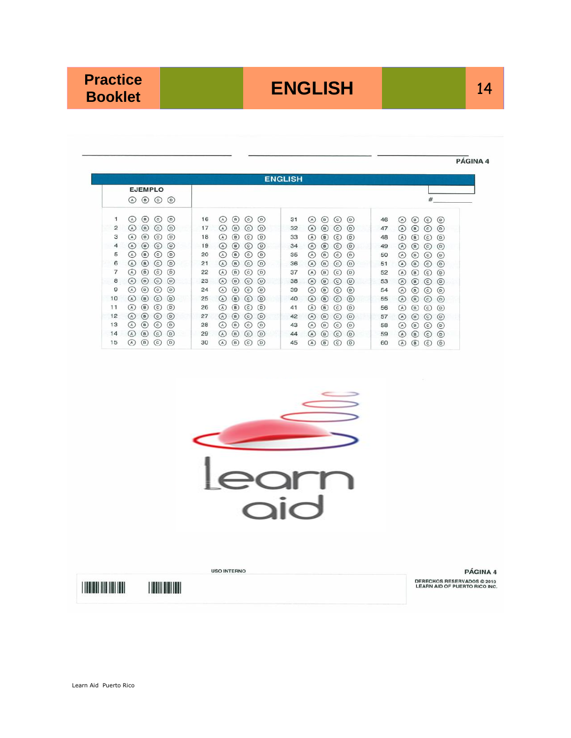PÁGINA 4

## ENGLISH

EJEMPLO

Ⓐ Ⓑ Ⓒ Ⓓ

#\_\_\_\_\_\_\_\_

| | | | | | | | | | | | | | | | | | | | |
|---|---|---|---|---|---|---|---|---|---|---|---|---|---|---|---|---|---|---|---|
| 1 | Ⓐ | Ⓑ | Ⓒ | Ⓓ | 16 | Ⓐ | Ⓑ | Ⓒ | Ⓓ | 31 | Ⓐ | Ⓑ | Ⓒ | Ⓓ | 46 | Ⓐ | Ⓑ | Ⓒ | Ⓓ |
| 2 | Ⓐ | Ⓑ | Ⓒ | Ⓓ | 17 | Ⓐ | Ⓑ | Ⓒ | Ⓓ | 32 | Ⓐ | Ⓑ | Ⓒ | Ⓓ | 47 | Ⓐ | Ⓑ | Ⓒ | Ⓓ |
| 3 | Ⓐ | Ⓑ | Ⓒ | Ⓓ | 18 | Ⓐ | Ⓑ | Ⓒ | Ⓓ | 33 | Ⓐ | Ⓑ | Ⓒ | Ⓓ | 48 | Ⓐ | Ⓑ | Ⓒ | Ⓓ |
| 4 | Ⓐ | Ⓑ | Ⓒ | Ⓓ | 19 | Ⓐ | Ⓑ | Ⓒ | Ⓓ | 34 | Ⓐ | Ⓑ | Ⓒ | Ⓓ | 49 | Ⓐ | Ⓑ | Ⓒ | Ⓓ |
| 5 | Ⓐ | Ⓑ | Ⓒ | Ⓓ | 20 | Ⓐ | Ⓑ | Ⓒ | Ⓓ | 35 | Ⓐ | Ⓑ | Ⓒ | Ⓓ | 50 | Ⓐ | Ⓑ | Ⓒ | Ⓓ |
| 6 | Ⓐ | Ⓑ | Ⓒ | Ⓓ | 21 | Ⓐ | Ⓑ | Ⓒ | Ⓓ | 36 | Ⓐ | Ⓑ | Ⓒ | Ⓓ | 51 | Ⓐ | Ⓑ | Ⓒ | Ⓓ |
| 7 | Ⓐ | Ⓑ | Ⓒ | Ⓓ | 22 | Ⓐ | Ⓑ | Ⓒ | Ⓓ | 37 | Ⓐ | Ⓑ | Ⓒ | Ⓓ | 52 | Ⓐ | Ⓑ | Ⓒ | Ⓓ |
| 8 | Ⓐ | Ⓑ | Ⓒ | Ⓓ | 23 | Ⓐ | Ⓑ | Ⓒ | Ⓓ | 38 | Ⓐ | Ⓑ | Ⓒ | Ⓓ | 53 | Ⓐ | Ⓑ | Ⓒ | Ⓓ |
| 9 | Ⓐ | Ⓑ | Ⓒ | Ⓓ | 24 | Ⓐ | Ⓑ | Ⓒ | Ⓓ | 39 | Ⓐ | Ⓑ | Ⓒ | Ⓓ | 54 | Ⓐ | Ⓑ | Ⓒ | Ⓓ |
| 10 | Ⓐ | Ⓑ | Ⓒ | Ⓓ | 25 | Ⓐ | Ⓑ | Ⓒ | Ⓓ | 40 | Ⓐ | Ⓑ | Ⓒ | Ⓓ | 55 | Ⓐ | Ⓑ | Ⓒ | Ⓓ |
| 11 | Ⓐ | Ⓑ | Ⓒ | Ⓓ | 26 | Ⓐ | Ⓑ | Ⓒ | Ⓓ | 41 | Ⓐ | Ⓑ | Ⓒ | Ⓓ | 56 | Ⓐ | Ⓑ | Ⓒ | Ⓓ |
| 12 | Ⓐ | Ⓑ | Ⓒ | Ⓓ | 27 | Ⓐ | Ⓑ | Ⓒ | Ⓓ | 42 | Ⓐ | Ⓑ | Ⓒ | Ⓓ | 57 | Ⓐ | Ⓑ | Ⓒ | Ⓓ |
| 13 | Ⓐ | Ⓑ | Ⓒ | Ⓓ | 28 | Ⓐ | Ⓑ | Ⓒ | Ⓓ | 43 | Ⓐ | Ⓑ | Ⓒ | Ⓓ | 58 | Ⓐ | Ⓑ | Ⓒ | Ⓓ |
| 14 | Ⓐ | Ⓑ | Ⓒ | Ⓓ | 29 | Ⓐ | Ⓑ | Ⓒ | Ⓓ | 44 | Ⓐ | Ⓑ | Ⓒ | Ⓓ | 59 | Ⓐ | Ⓑ | Ⓒ | Ⓓ |
| 15 | Ⓐ | Ⓑ | Ⓒ | Ⓓ | 30 | Ⓐ | Ⓑ | Ⓒ | Ⓓ | 45 | Ⓐ | Ⓑ | Ⓒ | Ⓓ | 60 | Ⓐ | Ⓑ | Ⓒ | Ⓓ |

learn aid

USO INTERNO

PÁGINA 4

DERECHOS RESERVADOS © 2010
LEARN AID OF PUERTO RICO INC.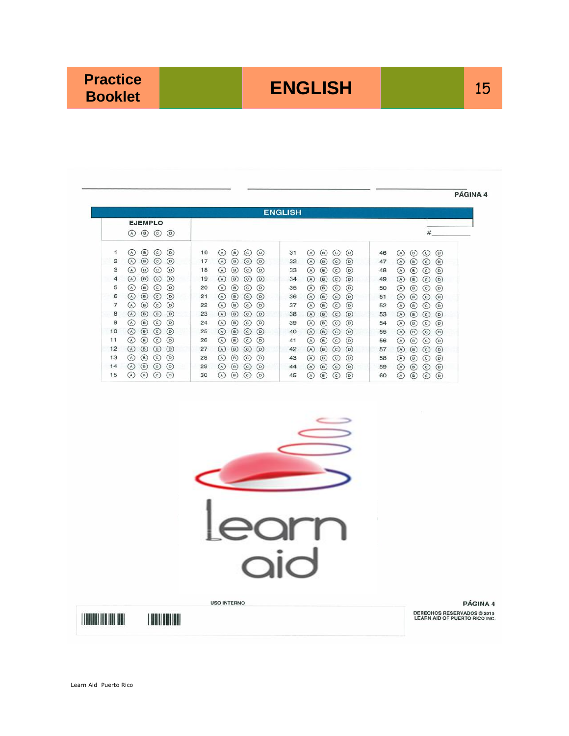**Practice Booklet** | **ENGLISH**

PÁGINA 4

## ENGLISH

**EJEMPLO**

Ⓐ Ⓑ Ⓒ Ⓓ

#\_\_\_\_\_\_\_\_

| | | | |
|---|---|---|---|
| 1 Ⓐ Ⓑ Ⓒ Ⓓ | 16 Ⓐ Ⓑ Ⓒ Ⓓ | 31 Ⓐ Ⓑ Ⓒ Ⓓ | 46 Ⓐ Ⓑ Ⓒ Ⓓ |
| 2 Ⓐ Ⓑ Ⓒ Ⓓ | 17 Ⓐ Ⓑ Ⓒ Ⓓ | 32 Ⓐ Ⓑ Ⓒ Ⓓ | 47 Ⓐ Ⓑ Ⓒ Ⓓ |
| 3 Ⓐ Ⓑ Ⓒ Ⓓ | 18 Ⓐ Ⓑ Ⓒ Ⓓ | 33 Ⓐ Ⓑ Ⓒ Ⓓ | 48 Ⓐ Ⓑ Ⓒ Ⓓ |
| 4 Ⓐ Ⓑ Ⓒ Ⓓ | 19 Ⓐ Ⓑ Ⓒ Ⓓ | 34 Ⓐ Ⓑ Ⓒ Ⓓ | 49 Ⓐ Ⓑ Ⓒ Ⓓ |
| 5 Ⓐ Ⓑ Ⓒ Ⓓ | 20 Ⓐ Ⓑ Ⓒ Ⓓ | 35 Ⓐ Ⓑ Ⓒ Ⓓ | 50 Ⓐ Ⓑ Ⓒ Ⓓ |
| 6 Ⓐ Ⓑ Ⓒ Ⓓ | 21 Ⓐ Ⓑ Ⓒ Ⓓ | 36 Ⓐ Ⓑ Ⓒ Ⓓ | 51 Ⓐ Ⓑ Ⓒ Ⓓ |
| 7 Ⓐ Ⓑ Ⓒ Ⓓ | 22 Ⓐ Ⓑ Ⓒ Ⓓ | 37 Ⓐ Ⓑ Ⓒ Ⓓ | 52 Ⓐ Ⓑ Ⓒ Ⓓ |
| 8 Ⓐ Ⓑ Ⓒ Ⓓ | 23 Ⓐ Ⓑ Ⓒ Ⓓ | 38 Ⓐ Ⓑ Ⓒ Ⓓ | 53 Ⓐ Ⓑ Ⓒ Ⓓ |
| 9 Ⓐ Ⓑ Ⓒ Ⓓ | 24 Ⓐ Ⓑ Ⓒ Ⓓ | 39 Ⓐ Ⓑ Ⓒ Ⓓ | 54 Ⓐ Ⓑ Ⓒ Ⓓ |
| 10 Ⓐ Ⓑ Ⓒ Ⓓ | 25 Ⓐ Ⓑ Ⓒ Ⓓ | 40 Ⓐ Ⓑ Ⓒ Ⓓ | 55 Ⓐ Ⓑ Ⓒ Ⓓ |
| 11 Ⓐ Ⓑ Ⓒ Ⓓ | 26 Ⓐ Ⓑ Ⓒ Ⓓ | 41 Ⓐ Ⓑ Ⓒ Ⓓ | 56 Ⓐ Ⓑ Ⓒ Ⓓ |
| 12 Ⓐ Ⓑ Ⓒ Ⓓ | 27 Ⓐ Ⓑ Ⓒ Ⓓ | 42 Ⓐ Ⓑ Ⓒ Ⓓ | 57 Ⓐ Ⓑ Ⓒ Ⓓ |
| 13 Ⓐ Ⓑ Ⓒ Ⓓ | 28 Ⓐ Ⓑ Ⓒ Ⓓ | 43 Ⓐ Ⓑ Ⓒ Ⓓ | 58 Ⓐ Ⓑ Ⓒ Ⓓ |
| 14 Ⓐ Ⓑ Ⓒ Ⓓ | 29 Ⓐ Ⓑ Ⓒ Ⓓ | 44 Ⓐ Ⓑ Ⓒ Ⓓ | 59 Ⓐ Ⓑ Ⓒ Ⓓ |
| 15 Ⓐ Ⓑ Ⓒ Ⓓ | 30 Ⓐ Ⓑ Ⓒ Ⓓ | 45 Ⓐ Ⓑ Ⓒ Ⓓ | 60 Ⓐ Ⓑ Ⓒ Ⓓ |

learn aid

USO INTERNO

PÁGINA 4

DERECHOS RESERVADOS © 2010
LEARN AID OF PUERTO RICO INC.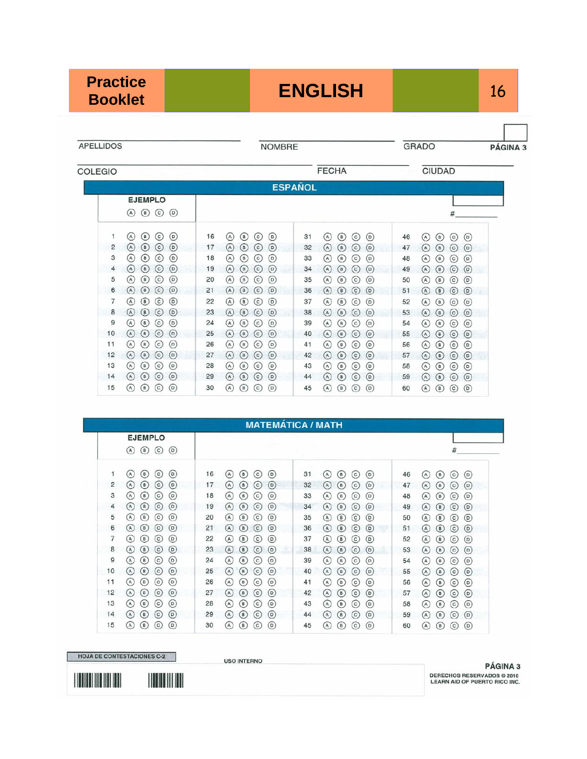Practice Booklet | ENGLISH

APELLIDOS ____________ NOMBRE ____________ GRADO ____ PÁGINA 3

COLEGIO ____________ FECHA ____________ CIUDAD ____________

## ESPAÑOL

EJEMPLO
Ⓐ Ⓑ Ⓒ Ⓓ

#______

| | | | | | | | |
|---|---|---|---|---|---|---|---|
| 1 | Ⓐ Ⓑ Ⓒ Ⓓ | 16 | Ⓐ Ⓑ Ⓒ Ⓓ | 31 | Ⓐ Ⓑ Ⓒ Ⓓ | 46 | Ⓐ Ⓑ Ⓒ Ⓓ |
| 2 | Ⓐ Ⓑ Ⓒ Ⓓ | 17 | Ⓐ Ⓑ Ⓒ Ⓓ | 32 | Ⓐ Ⓑ Ⓒ Ⓓ | 47 | Ⓐ Ⓑ Ⓒ Ⓓ |
| 3 | Ⓐ Ⓑ Ⓒ Ⓓ | 18 | Ⓐ Ⓑ Ⓒ Ⓓ | 33 | Ⓐ Ⓑ Ⓒ Ⓓ | 48 | Ⓐ Ⓑ Ⓒ Ⓓ |
| 4 | Ⓐ Ⓑ Ⓒ Ⓓ | 19 | Ⓐ Ⓑ Ⓒ Ⓓ | 34 | Ⓐ Ⓑ Ⓒ Ⓓ | 49 | Ⓐ Ⓑ Ⓒ Ⓓ |
| 5 | Ⓐ Ⓑ Ⓒ Ⓓ | 20 | Ⓐ Ⓑ Ⓒ Ⓓ | 35 | Ⓐ Ⓑ Ⓒ Ⓓ | 50 | Ⓐ Ⓑ Ⓒ Ⓓ |
| 6 | Ⓐ Ⓑ Ⓒ Ⓓ | 21 | Ⓐ Ⓑ Ⓒ Ⓓ | 36 | Ⓐ Ⓑ Ⓒ Ⓓ | 51 | Ⓐ Ⓑ Ⓒ Ⓓ |
| 7 | Ⓐ Ⓑ Ⓒ Ⓓ | 22 | Ⓐ Ⓑ Ⓒ Ⓓ | 37 | Ⓐ Ⓑ Ⓒ Ⓓ | 52 | Ⓐ Ⓑ Ⓒ Ⓓ |
| 8 | Ⓐ Ⓑ Ⓒ Ⓓ | 23 | Ⓐ Ⓑ Ⓒ Ⓓ | 38 | Ⓐ Ⓑ Ⓒ Ⓓ | 53 | Ⓐ Ⓑ Ⓒ Ⓓ |
| 9 | Ⓐ Ⓑ Ⓒ Ⓓ | 24 | Ⓐ Ⓑ Ⓒ Ⓓ | 39 | Ⓐ Ⓑ Ⓒ Ⓓ | 54 | Ⓐ Ⓑ Ⓒ Ⓓ |
| 10 | Ⓐ Ⓑ Ⓒ Ⓓ | 25 | Ⓐ Ⓑ Ⓒ Ⓓ | 40 | Ⓐ Ⓑ Ⓒ Ⓓ | 55 | Ⓐ Ⓑ Ⓒ Ⓓ |
| 11 | Ⓐ Ⓑ Ⓒ Ⓓ | 26 | Ⓐ Ⓑ Ⓒ Ⓓ | 41 | Ⓐ Ⓑ Ⓒ Ⓓ | 56 | Ⓐ Ⓑ Ⓒ Ⓓ |
| 12 | Ⓐ Ⓑ Ⓒ Ⓓ | 27 | Ⓐ Ⓑ Ⓒ Ⓓ | 42 | Ⓐ Ⓑ Ⓒ Ⓓ | 57 | Ⓐ Ⓑ Ⓒ Ⓓ |
| 13 | Ⓐ Ⓑ Ⓒ Ⓓ | 28 | Ⓐ Ⓑ Ⓒ Ⓓ | 43 | Ⓐ Ⓑ Ⓒ Ⓓ | 58 | Ⓐ Ⓑ Ⓒ Ⓓ |
| 14 | Ⓐ Ⓑ Ⓒ Ⓓ | 29 | Ⓐ Ⓑ Ⓒ Ⓓ | 44 | Ⓐ Ⓑ Ⓒ Ⓓ | 59 | Ⓐ Ⓑ Ⓒ Ⓓ |
| 15 | Ⓐ Ⓑ Ⓒ Ⓓ | 30 | Ⓐ Ⓑ Ⓒ Ⓓ | 45 | Ⓐ Ⓑ Ⓒ Ⓓ | 60 | Ⓐ Ⓑ Ⓒ Ⓓ |

## MATEMÁTICA / MATH

EJEMPLO
Ⓐ Ⓑ Ⓒ Ⓓ

#______

| | | | | | | | |
|---|---|---|---|---|---|---|---|
| 1 | Ⓐ Ⓑ Ⓒ Ⓓ | 16 | Ⓐ Ⓑ Ⓒ Ⓓ | 31 | Ⓐ Ⓑ Ⓒ Ⓓ | 46 | Ⓐ Ⓑ Ⓒ Ⓓ |
| 2 | Ⓐ Ⓑ Ⓒ Ⓓ | 17 | Ⓐ Ⓑ Ⓒ Ⓓ | 32 | Ⓐ Ⓑ Ⓒ Ⓓ | 47 | Ⓐ Ⓑ Ⓒ Ⓓ |
| 3 | Ⓐ Ⓑ Ⓒ Ⓓ | 18 | Ⓐ Ⓑ Ⓒ Ⓓ | 33 | Ⓐ Ⓑ Ⓒ Ⓓ | 48 | Ⓐ Ⓑ Ⓒ Ⓓ |
| 4 | Ⓐ Ⓑ Ⓒ Ⓓ | 19 | Ⓐ Ⓑ Ⓒ Ⓓ | 34 | Ⓐ Ⓑ Ⓒ Ⓓ | 49 | Ⓐ Ⓑ Ⓒ Ⓓ |
| 5 | Ⓐ Ⓑ Ⓒ Ⓓ | 20 | Ⓐ Ⓑ Ⓒ Ⓓ | 35 | Ⓐ Ⓑ Ⓒ Ⓓ | 50 | Ⓐ Ⓑ Ⓒ Ⓓ |
| 6 | Ⓐ Ⓑ Ⓒ Ⓓ | 21 | Ⓐ Ⓑ Ⓒ Ⓓ | 36 | Ⓐ Ⓑ Ⓒ Ⓓ | 51 | Ⓐ Ⓑ Ⓒ Ⓓ |
| 7 | Ⓐ Ⓑ Ⓒ Ⓓ | 22 | Ⓐ Ⓑ Ⓒ Ⓓ | 37 | Ⓐ Ⓑ Ⓒ Ⓓ | 52 | Ⓐ Ⓑ Ⓒ Ⓓ |
| 8 | Ⓐ Ⓑ Ⓒ Ⓓ | 23 | Ⓐ Ⓑ Ⓒ Ⓓ | 38 | Ⓐ Ⓑ Ⓒ Ⓓ | 53 | Ⓐ Ⓑ Ⓒ Ⓓ |
| 9 | Ⓐ Ⓑ Ⓒ Ⓓ | 24 | Ⓐ Ⓑ Ⓒ Ⓓ | 39 | Ⓐ Ⓑ Ⓒ Ⓓ | 54 | Ⓐ Ⓑ Ⓒ Ⓓ |
| 10 | Ⓐ Ⓑ Ⓒ Ⓓ | 25 | Ⓐ Ⓑ Ⓒ Ⓓ | 40 | Ⓐ Ⓑ Ⓒ Ⓓ | 55 | Ⓐ Ⓑ Ⓒ Ⓓ |
| 11 | Ⓐ Ⓑ Ⓒ Ⓓ | 26 | Ⓐ Ⓑ Ⓒ Ⓓ | 41 | Ⓐ Ⓑ Ⓒ Ⓓ | 56 | Ⓐ Ⓑ Ⓒ Ⓓ |
| 12 | Ⓐ Ⓑ Ⓒ Ⓓ | 27 | Ⓐ Ⓑ Ⓒ Ⓓ | 42 | Ⓐ Ⓑ Ⓒ Ⓓ | 57 | Ⓐ Ⓑ Ⓒ Ⓓ |
| 13 | Ⓐ Ⓑ Ⓒ Ⓓ | 28 | Ⓐ Ⓑ Ⓒ Ⓓ | 43 | Ⓐ Ⓑ Ⓒ Ⓓ | 58 | Ⓐ Ⓑ Ⓒ Ⓓ |
| 14 | Ⓐ Ⓑ Ⓒ Ⓓ | 29 | Ⓐ Ⓑ Ⓒ Ⓓ | 44 | Ⓐ Ⓑ Ⓒ Ⓓ | 59 | Ⓐ Ⓑ Ⓒ Ⓓ |
| 15 | Ⓐ Ⓑ Ⓒ Ⓓ | 30 | Ⓐ Ⓑ Ⓒ Ⓓ | 45 | Ⓐ Ⓑ Ⓒ Ⓓ | 60 | Ⓐ Ⓑ Ⓒ Ⓓ |

HOJA DE CONTESTACIONES C-2

USO INTERNO

PÁGINA 3

DERECHOS RESERVADOS © 2010
LEARN AID OF PUERTO RICO INC.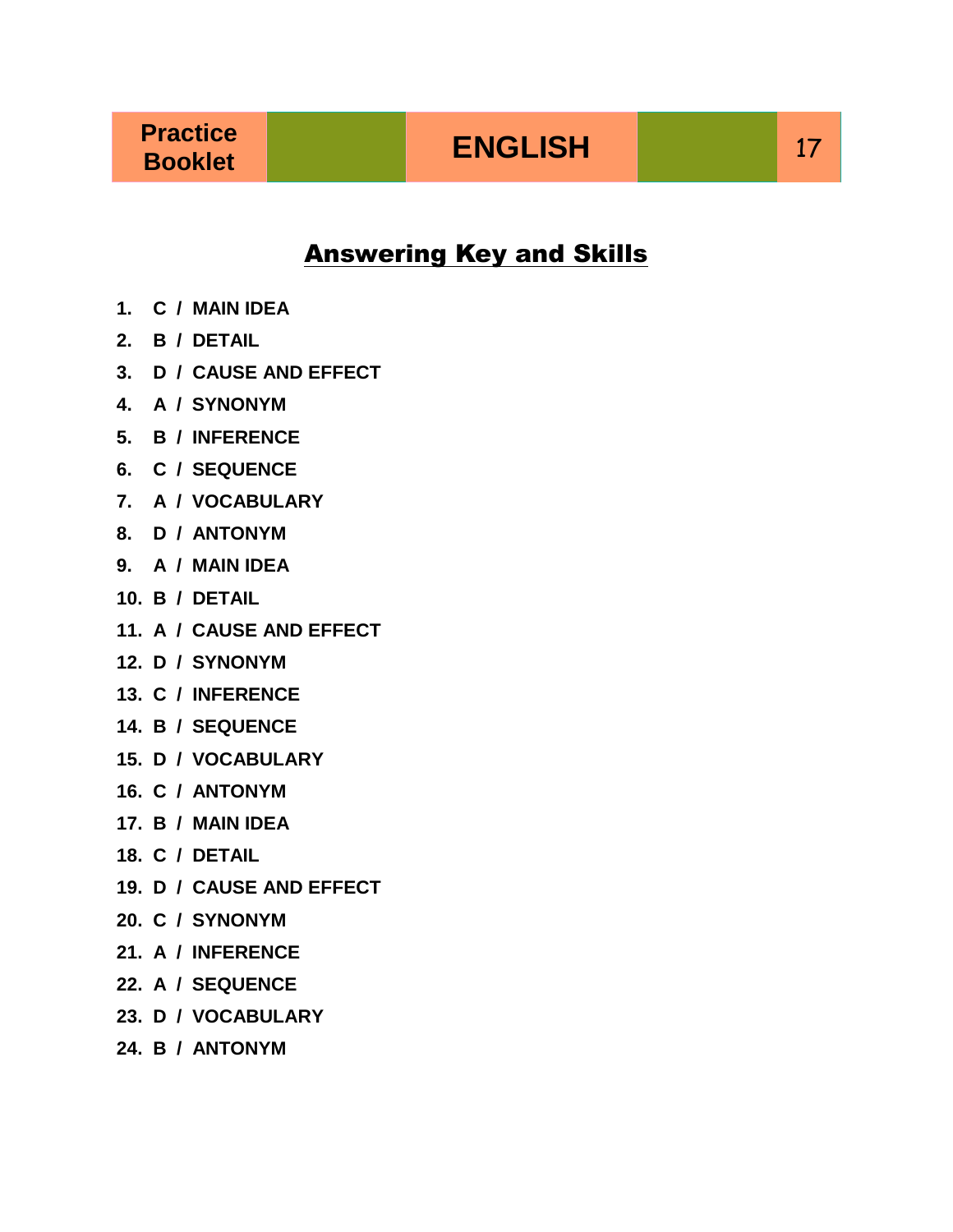## Answering Key and Skills

1. **C / MAIN IDEA**
2. **B / DETAIL**
3. **D / CAUSE AND EFFECT**
4. **A / SYNONYM**
5. **B / INFERENCE**
6. **C / SEQUENCE**
7. **A / VOCABULARY**
8. **D / ANTONYM**
9. **A / MAIN IDEA**
10. **B / DETAIL**
11. **A / CAUSE AND EFFECT**
12. **D / SYNONYM**
13. **C / INFERENCE**
14. **B / SEQUENCE**
15. **D / VOCABULARY**
16. **C / ANTONYM**
17. **B / MAIN IDEA**
18. **C / DETAIL**
19. **D / CAUSE AND EFFECT**
20. **C / SYNONYM**
21. **A / INFERENCE**
22. **A / SEQUENCE**
23. **D / VOCABULARY**
24. **B / ANTONYM**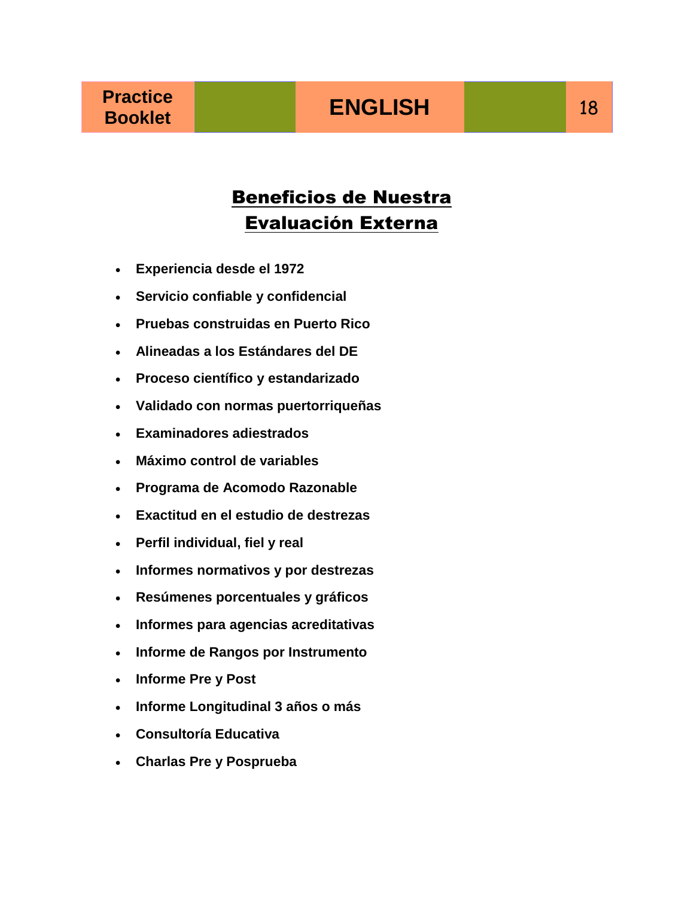# Beneficios de Nuestra Evaluación Externa

- **Experiencia desde el 1972**
- **Servicio confiable y confidencial**
- **Pruebas construidas en Puerto Rico**
- **Alineadas a los Estándares del DE**
- **Proceso científico y estandarizado**
- **Validado con normas puertorriqueñas**
- **Examinadores adiestrados**
- **Máximo control de variables**
- **Programa de Acomodo Razonable**
- **Exactitud en el estudio de destrezas**
- **Perfil individual, fiel y real**
- **Informes normativos y por destrezas**
- **Resúmenes porcentuales y gráficos**
- **Informes para agencias acreditativas**
- **Informe de Rangos por Instrumento**
- **Informe Pre y Post**
- **Informe Longitudinal 3 años o más**
- **Consultoría Educativa**
- **Charlas Pre y Posprueba**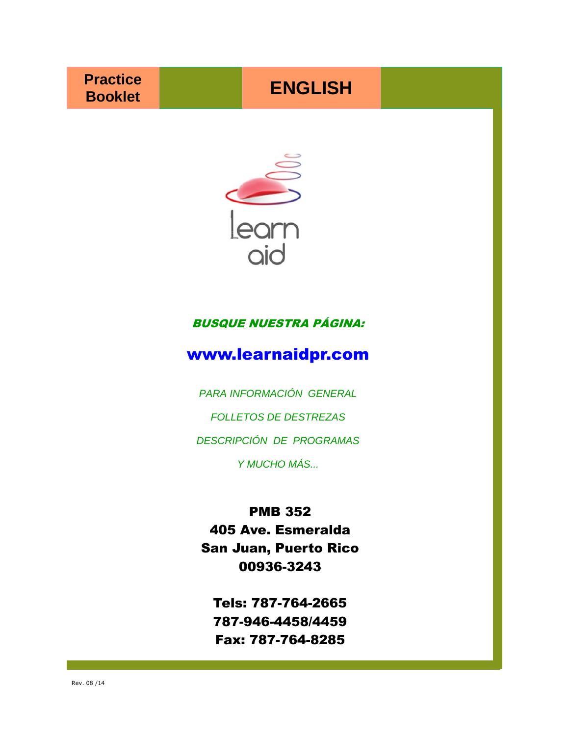**Practice Booklet**

# ENGLISH

learn aid

***BUSQUE NUESTRA PÁGINA:***

## www.learnaidpr.com

*PARA INFORMACIÓN GENERAL*

*FOLLETOS DE DESTREZAS*

*DESCRIPCIÓN DE PROGRAMAS*

*Y MUCHO MÁS...*

**PMB 352**
**405 Ave. Esmeralda**
**San Juan, Puerto Rico**
**00936-3243**

**Tels: 787-764-2665**
**787-946-4458/4459**
**Fax: 787-764-8285**

Rev. 08 /14